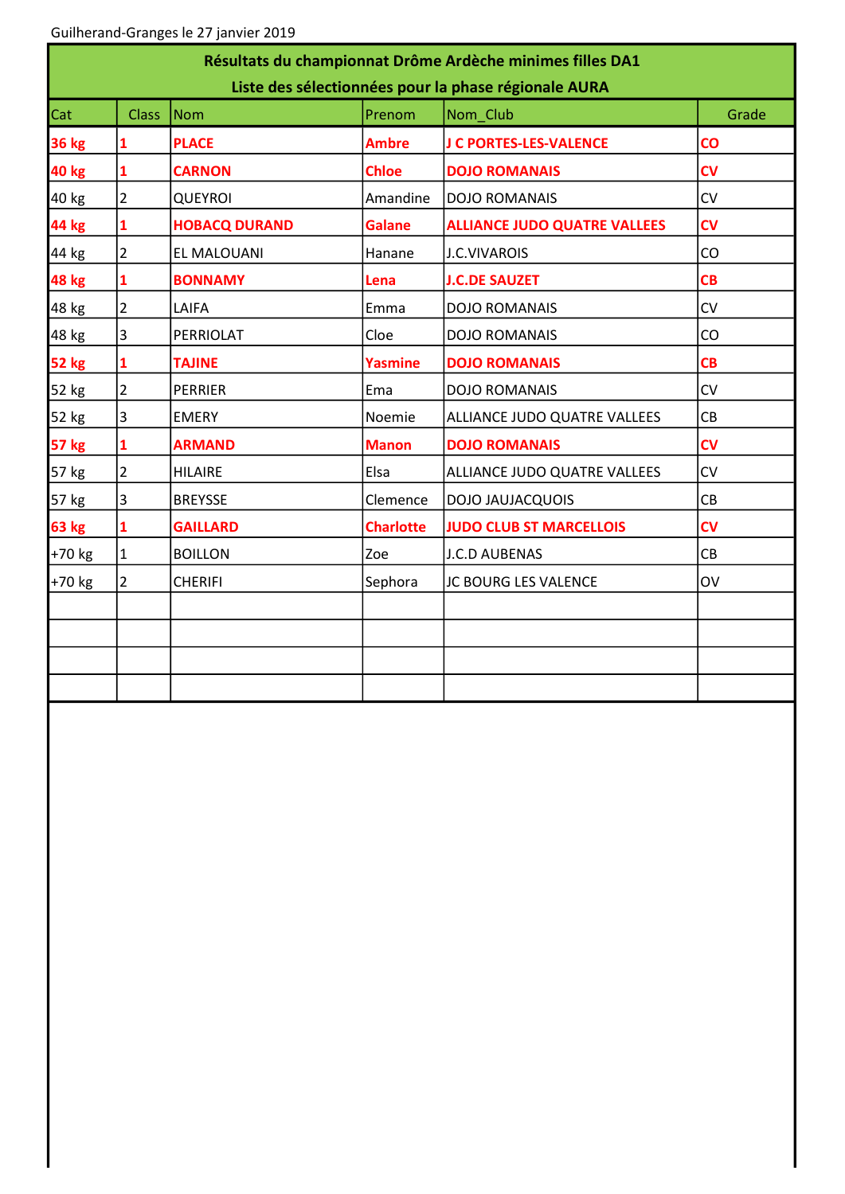Guilherand-Granges le 27 janvier 2019

| Résultats du championnat Drôme Ardèche minimes filles DA1<br>Liste des sélectionnées pour la phase régionale AURA | | | | | |
|---|---|---|---|---|---|
| Cat | Class | Nom | Prenom | Nom_Club | Grade |
| **36 kg** | **1** | **PLACE** | **Ambre** | **J C PORTES-LES-VALENCE** | **CO** |
| **40 kg** | **1** | **CARNON** | **Chloe** | **DOJO ROMANAIS** | **CV** |
| 40 kg | 2 | QUEYROI | Amandine | DOJO ROMANAIS | CV |
| **44 kg** | **1** | **HOBACQ DURAND** | **Galane** | **ALLIANCE JUDO QUATRE VALLEES** | **CV** |
| 44 kg | 2 | EL MALOUANI | Hanane | J.C.VIVAROIS | CO |
| **48 kg** | **1** | **BONNAMY** | **Lena** | **J.C.DE SAUZET** | **CB** |
| 48 kg | 2 | LAIFA | Emma | DOJO ROMANAIS | CV |
| 48 kg | 3 | PERRIOLAT | Cloe | DOJO ROMANAIS | CO |
| **52 kg** | **1** | **TAJINE** | **Yasmine** | **DOJO ROMANAIS** | **CB** |
| 52 kg | 2 | PERRIER | Ema | DOJO ROMANAIS | CV |
| 52 kg | 3 | EMERY | Noemie | ALLIANCE JUDO QUATRE VALLEES | CB |
| **57 kg** | **1** | **ARMAND** | **Manon** | **DOJO ROMANAIS** | **CV** |
| 57 kg | 2 | HILAIRE | Elsa | ALLIANCE JUDO QUATRE VALLEES | CV |
| 57 kg | 3 | BREYSSE | Clemence | DOJO JAUJACQUOIS | CB |
| **63 kg** | **1** | **GAILLARD** | **Charlotte** | **JUDO CLUB ST MARCELLOIS** | **CV** |
| +70 kg | 1 | BOILLON | Zoe | J.C.D AUBENAS | CB |
| +70 kg | 2 | CHERIFI | Sephora | JC BOURG LES VALENCE | OV |
| | | | | | |
| | | | | | |
| | | | | | |
| | | | | | |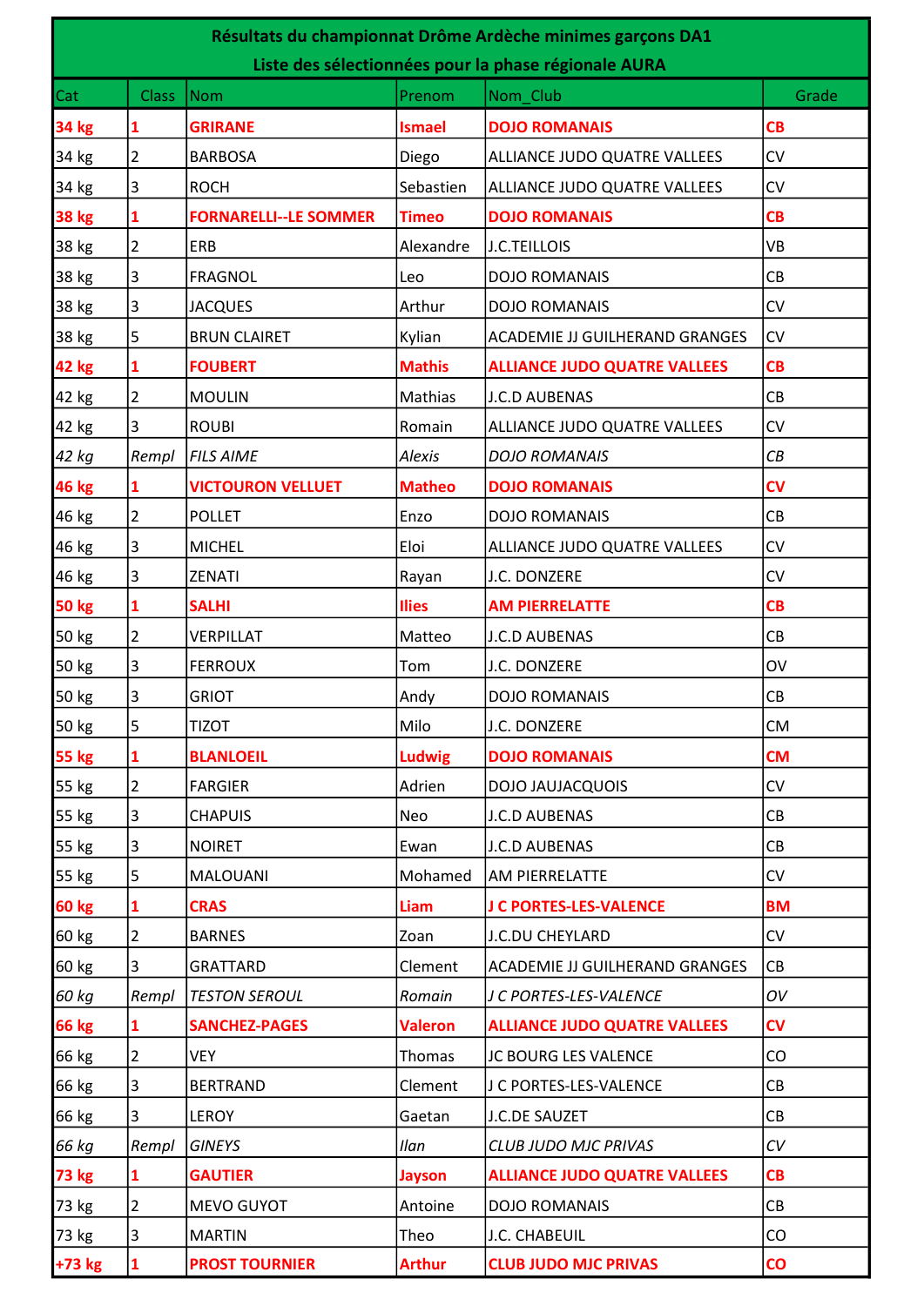**Résultats du championnat Drôme Ardèche minimes garçons DA1**

**Liste des sélectionnées pour la phase régionale AURA**

| Cat | Class | Nom | Prenom | Nom_Club | Grade |
|---|---|---|---|---|---|
| **34 kg** | **1** | **GRIRANE** | **Ismael** | **DOJO ROMANAIS** | **CB** |
| 34 kg | 2 | BARBOSA | Diego | ALLIANCE JUDO QUATRE VALLEES | CV |
| 34 kg | 3 | ROCH | Sebastien | ALLIANCE JUDO QUATRE VALLEES | CV |
| **38 kg** | **1** | **FORNARELLI--LE SOMMER** | **Timeo** | **DOJO ROMANAIS** | **CB** |
| 38 kg | 2 | ERB | Alexandre | J.C.TEILLOIS | VB |
| 38 kg | 3 | FRAGNOL | Leo | DOJO ROMANAIS | CB |
| 38 kg | 3 | JACQUES | Arthur | DOJO ROMANAIS | CV |
| 38 kg | 5 | BRUN CLAIRET | Kylian | ACADEMIE JJ GUILHERAND GRANGES | CV |
| **42 kg** | **1** | **FOUBERT** | **Mathis** | **ALLIANCE JUDO QUATRE VALLEES** | **CB** |
| 42 kg | 2 | MOULIN | Mathias | J.C.D AUBENAS | CB |
| 42 kg | 3 | ROUBI | Romain | ALLIANCE JUDO QUATRE VALLEES | CV |
| *42 kg* | *Rempl* | *FILS AIME* | *Alexis* | *DOJO ROMANAIS* | *CB* |
| **46 kg** | **1** | **VICTOURON VELLUET** | **Matheo** | **DOJO ROMANAIS** | **CV** |
| 46 kg | 2 | POLLET | Enzo | DOJO ROMANAIS | CB |
| 46 kg | 3 | MICHEL | Eloi | ALLIANCE JUDO QUATRE VALLEES | CV |
| 46 kg | 3 | ZENATI | Rayan | J.C. DONZERE | CV |
| **50 kg** | **1** | **SALHI** | **Ilies** | **AM PIERRELATTE** | **CB** |
| 50 kg | 2 | VERPILLAT | Matteo | J.C.D AUBENAS | CB |
| 50 kg | 3 | FERROUX | Tom | J.C. DONZERE | OV |
| 50 kg | 3 | GRIOT | Andy | DOJO ROMANAIS | CB |
| 50 kg | 5 | TIZOT | Milo | J.C. DONZERE | CM |
| **55 kg** | **1** | **BLANLOEIL** | **Ludwig** | **DOJO ROMANAIS** | **CM** |
| 55 kg | 2 | FARGIER | Adrien | DOJO JAUJACQUOIS | CV |
| 55 kg | 3 | CHAPUIS | Neo | J.C.D AUBENAS | CB |
| 55 kg | 3 | NOIRET | Ewan | J.C.D AUBENAS | CB |
| 55 kg | 5 | MALOUANI | Mohamed | AM PIERRELATTE | CV |
| **60 kg** | **1** | **CRAS** | **Liam** | **J C PORTES-LES-VALENCE** | **BM** |
| 60 kg | 2 | BARNES | Zoan | J.C.DU CHEYLARD | CV |
| 60 kg | 3 | GRATTARD | Clement | ACADEMIE JJ GUILHERAND GRANGES | CB |
| *60 kg* | *Rempl* | *TESTON SEROUL* | *Romain* | *J C PORTES-LES-VALENCE* | *OV* |
| **66 kg** | **1** | **SANCHEZ-PAGES** | **Valeron** | **ALLIANCE JUDO QUATRE VALLEES** | **CV** |
| 66 kg | 2 | VEY | Thomas | JC BOURG LES VALENCE | CO |
| 66 kg | 3 | BERTRAND | Clement | J C PORTES-LES-VALENCE | CB |
| 66 kg | 3 | LEROY | Gaetan | J.C.DE SAUZET | CB |
| *66 kg* | *Rempl* | *GINEYS* | *Ilan* | *CLUB JUDO MJC PRIVAS* | *CV* |
| **73 kg** | **1** | **GAUTIER** | **Jayson** | **ALLIANCE JUDO QUATRE VALLEES** | **CB** |
| 73 kg | 2 | MEVO GUYOT | Antoine | DOJO ROMANAIS | CB |
| 73 kg | 3 | MARTIN | Theo | J.C. CHABEUIL | CO |
| **+73 kg** | **1** | **PROST TOURNIER** | **Arthur** | **CLUB JUDO MJC PRIVAS** | **CO** |